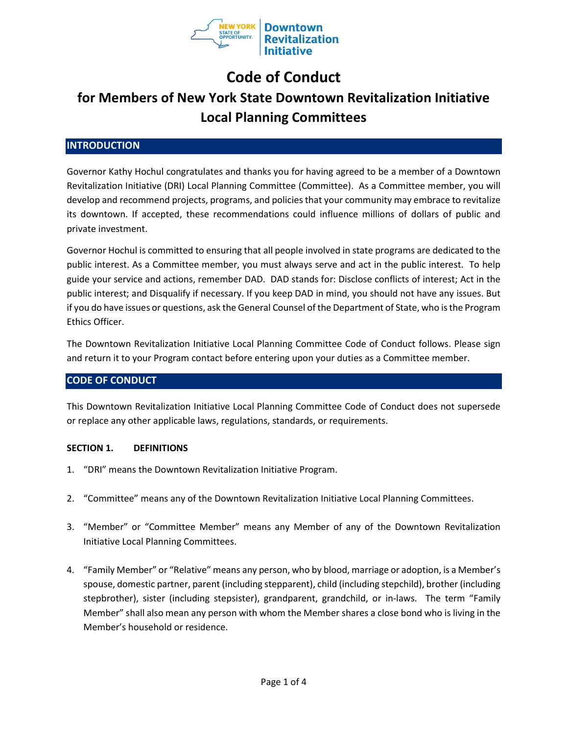# Code of Conduct

## for Members of New York State Downtown Revitalization Initiative Local Planning Committees

### INTRODUCTION

Governor Kathy Hochul congratulates and thanks you for having agreed to be a member of a Downtown Revitalization Initiative (DRI) Local Planning Committee (Committee). As a Committee member, you will develop and recommend projects, programs, and policies that your community may embrace to revitalize its downtown. If accepted, these recommendations could influence millions of dollars of public and private investment.

Governor Hochul is committed to ensuring that all people involved in state programs are dedicated to the public interest. As a Committee member, you must always serve and act in the public interest. To help guide your service and actions, remember DAD. DAD stands for: Disclose conflicts of interest; Act in the public interest; and Disqualify if necessary. If you keep DAD in mind, you should not have any issues. But if you do have issues or questions, ask the General Counsel of the Department of State, who is the Program Ethics Officer.

The Downtown Revitalization Initiative Local Planning Committee Code of Conduct follows. Please sign and return it to your Program contact before entering upon your duties as a Committee member.

### CODE OF CONDUCT

This Downtown Revitalization Initiative Local Planning Committee Code of Conduct does not supersede or replace any other applicable laws, regulations, standards, or requirements.

**SECTION 1. DEFINITIONS**

1. "DRI" means the Downtown Revitalization Initiative Program.

2. "Committee" means any of the Downtown Revitalization Initiative Local Planning Committees.

3. "Member" or "Committee Member" means any Member of any of the Downtown Revitalization Initiative Local Planning Committees.

4. "Family Member" or "Relative" means any person, who by blood, marriage or adoption, is a Member's spouse, domestic partner, parent (including stepparent), child (including stepchild), brother (including stepbrother), sister (including stepsister), grandparent, grandchild, or in-laws. The term "Family Member" shall also mean any person with whom the Member shares a close bond who is living in the Member's household or residence.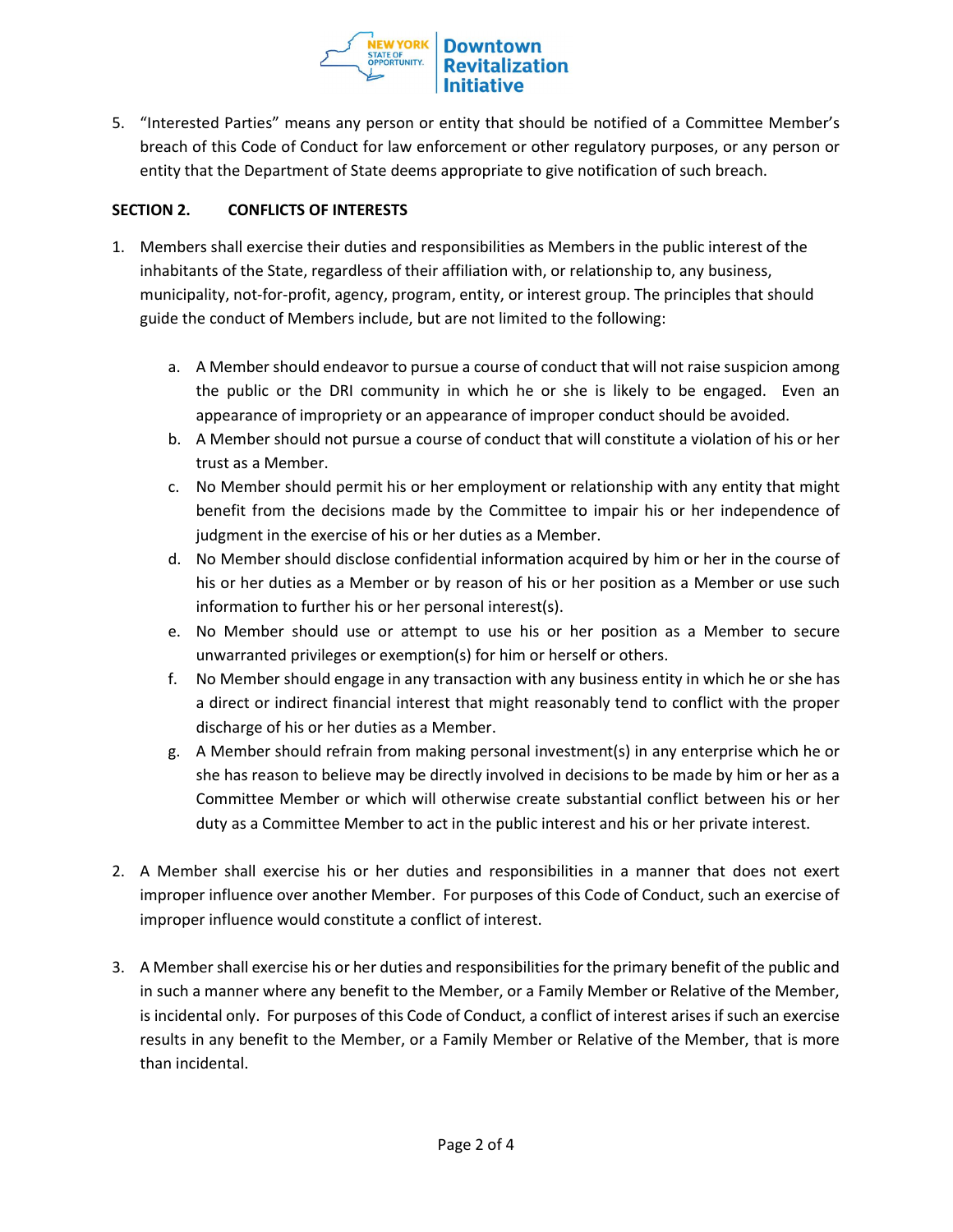5. "Interested Parties" means any person or entity that should be notified of a Committee Member's breach of this Code of Conduct for law enforcement or other regulatory purposes, or any person or entity that the Department of State deems appropriate to give notification of such breach.

**SECTION 2. CONFLICTS OF INTERESTS**

1. Members shall exercise their duties and responsibilities as Members in the public interest of the inhabitants of the State, regardless of their affiliation with, or relationship to, any business, municipality, not-for-profit, agency, program, entity, or interest group. The principles that should guide the conduct of Members include, but are not limited to the following:

   a. A Member should endeavor to pursue a course of conduct that will not raise suspicion among the public or the DRI community in which he or she is likely to be engaged. Even an appearance of impropriety or an appearance of improper conduct should be avoided.

   b. A Member should not pursue a course of conduct that will constitute a violation of his or her trust as a Member.

   c. No Member should permit his or her employment or relationship with any entity that might benefit from the decisions made by the Committee to impair his or her independence of judgment in the exercise of his or her duties as a Member.

   d. No Member should disclose confidential information acquired by him or her in the course of his or her duties as a Member or by reason of his or her position as a Member or use such information to further his or her personal interest(s).

   e. No Member should use or attempt to use his or her position as a Member to secure unwarranted privileges or exemption(s) for him or herself or others.

   f. No Member should engage in any transaction with any business entity in which he or she has a direct or indirect financial interest that might reasonably tend to conflict with the proper discharge of his or her duties as a Member.

   g. A Member should refrain from making personal investment(s) in any enterprise which he or she has reason to believe may be directly involved in decisions to be made by him or her as a Committee Member or which will otherwise create substantial conflict between his or her duty as a Committee Member to act in the public interest and his or her private interest.

2. A Member shall exercise his or her duties and responsibilities in a manner that does not exert improper influence over another Member. For purposes of this Code of Conduct, such an exercise of improper influence would constitute a conflict of interest.

3. A Member shall exercise his or her duties and responsibilities for the primary benefit of the public and in such a manner where any benefit to the Member, or a Family Member or Relative of the Member, is incidental only. For purposes of this Code of Conduct, a conflict of interest arises if such an exercise results in any benefit to the Member, or a Family Member or Relative of the Member, that is more than incidental.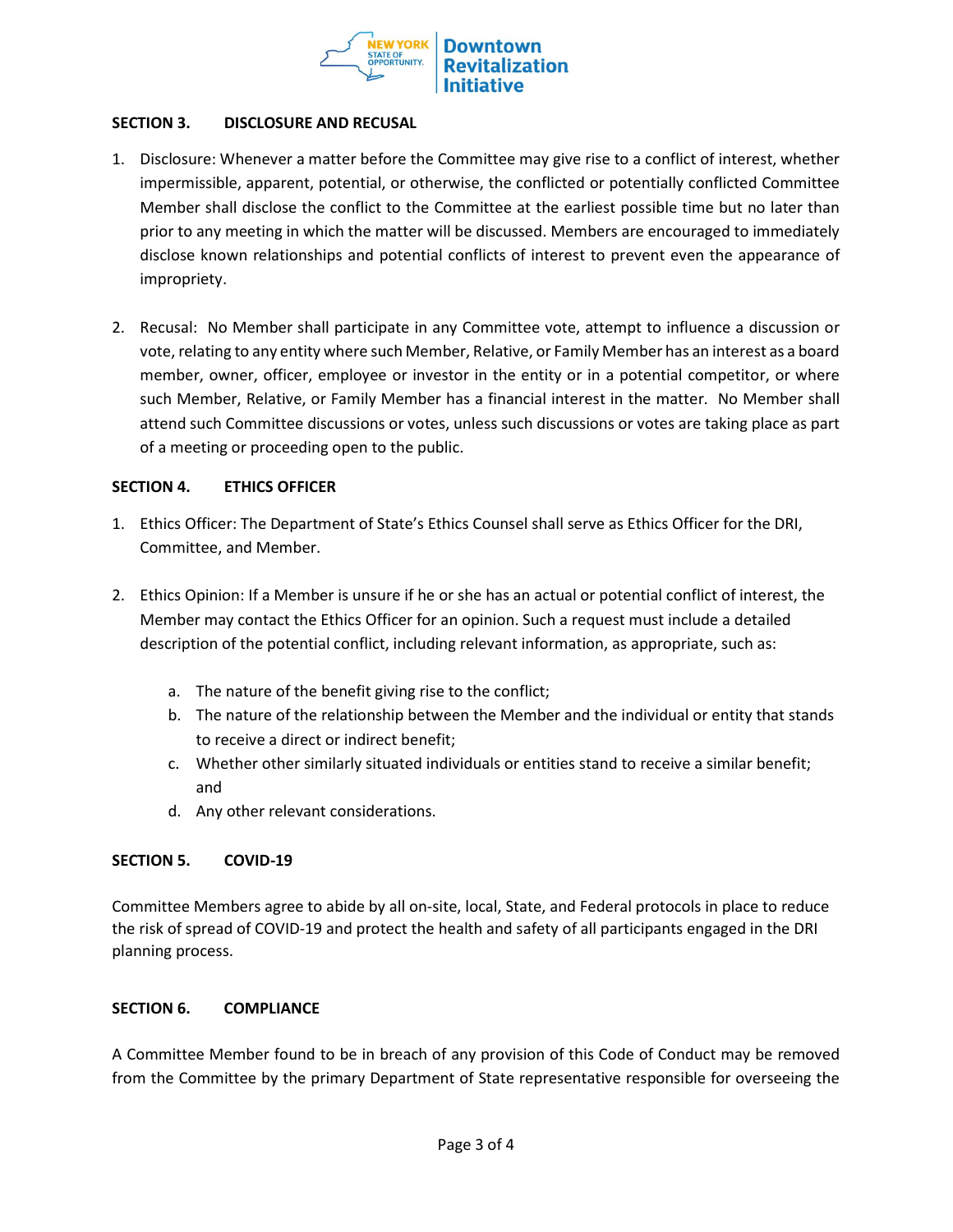## SECTION 3. DISCLOSURE AND RECUSAL

1. Disclosure: Whenever a matter before the Committee may give rise to a conflict of interest, whether impermissible, apparent, potential, or otherwise, the conflicted or potentially conflicted Committee Member shall disclose the conflict to the Committee at the earliest possible time but no later than prior to any meeting in which the matter will be discussed. Members are encouraged to immediately disclose known relationships and potential conflicts of interest to prevent even the appearance of impropriety.

2. Recusal: No Member shall participate in any Committee vote, attempt to influence a discussion or vote, relating to any entity where such Member, Relative, or Family Member has an interest as a board member, owner, officer, employee or investor in the entity or in a potential competitor, or where such Member, Relative, or Family Member has a financial interest in the matter. No Member shall attend such Committee discussions or votes, unless such discussions or votes are taking place as part of a meeting or proceeding open to the public.

## SECTION 4. ETHICS OFFICER

1. Ethics Officer: The Department of State's Ethics Counsel shall serve as Ethics Officer for the DRI, Committee, and Member.

2. Ethics Opinion: If a Member is unsure if he or she has an actual or potential conflict of interest, the Member may contact the Ethics Officer for an opinion. Such a request must include a detailed description of the potential conflict, including relevant information, as appropriate, such as:

   a. The nature of the benefit giving rise to the conflict;
   b. The nature of the relationship between the Member and the individual or entity that stands to receive a direct or indirect benefit;
   c. Whether other similarly situated individuals or entities stand to receive a similar benefit; and
   d. Any other relevant considerations.

## SECTION 5. COVID-19

Committee Members agree to abide by all on-site, local, State, and Federal protocols in place to reduce the risk of spread of COVID-19 and protect the health and safety of all participants engaged in the DRI planning process.

## SECTION 6. COMPLIANCE

A Committee Member found to be in breach of any provision of this Code of Conduct may be removed from the Committee by the primary Department of State representative responsible for overseeing the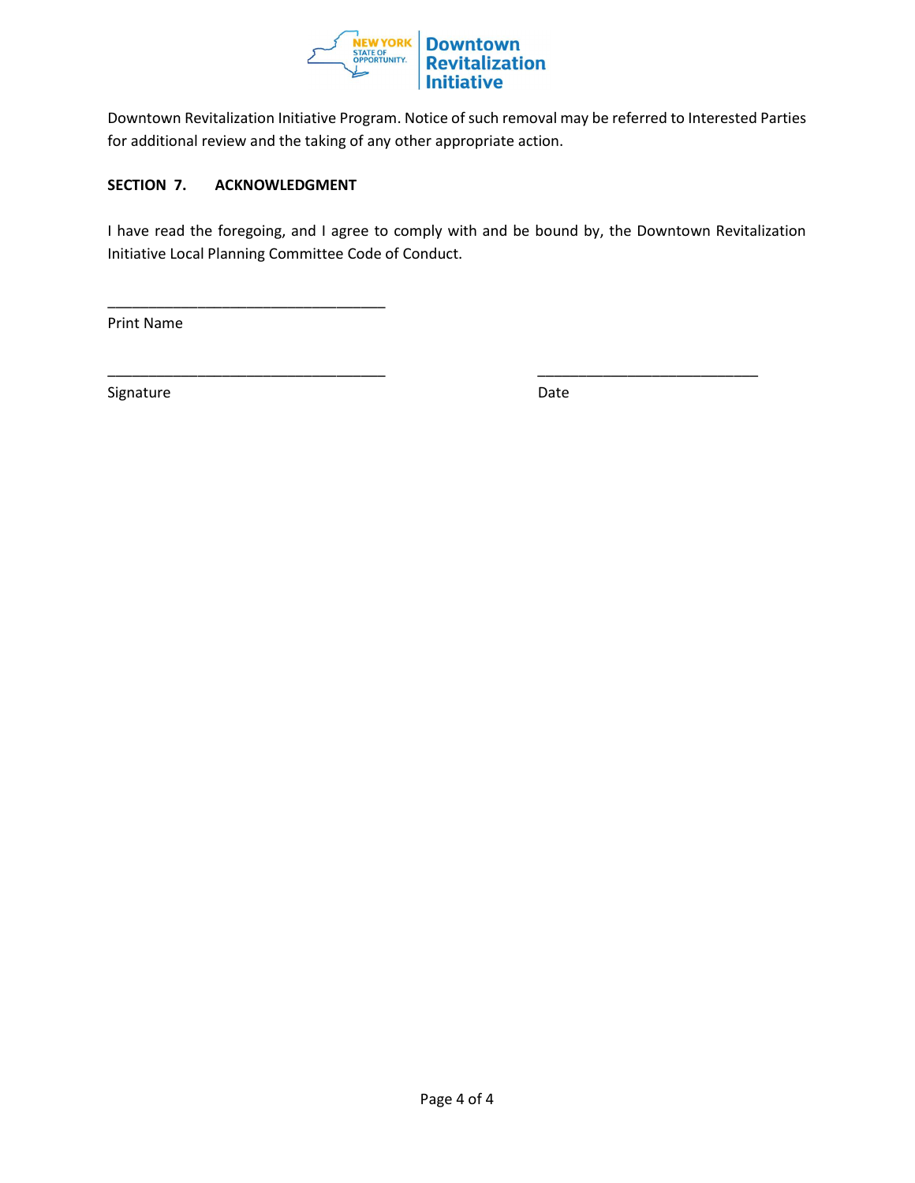Downtown Revitalization Initiative Program. Notice of such removal may be referred to Interested Parties for additional review and the taking of any other appropriate action.

**SECTION 7. ACKNOWLEDGMENT**

I have read the foregoing, and I agree to comply with and be bound by, the Downtown Revitalization Initiative Local Planning Committee Code of Conduct.

\_\_\_\_\_\_\_\_\_\_\_\_\_\_\_\_\_\_\_\_\_\_\_\_\_\_\_\_\_\_\_\_\_\_\_\_

Print Name

\_\_\_\_\_\_\_\_\_\_\_\_\_\_\_\_\_\_\_\_\_\_\_\_\_\_\_\_\_\_\_\_\_\_\_\_ \_\_\_\_\_\_\_\_\_\_\_\_\_\_\_\_\_\_\_\_\_\_\_\_\_\_\_\_\_

Signature Date